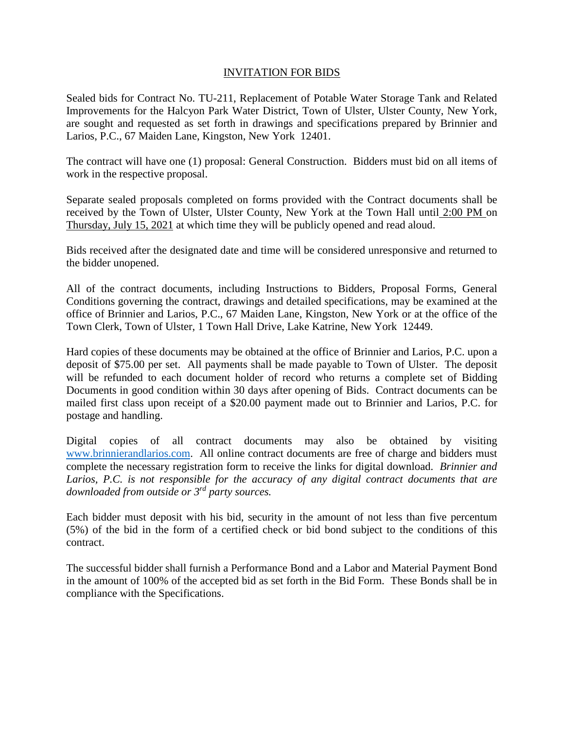# INVITATION FOR BIDS

Sealed bids for Contract No. TU-211, Replacement of Potable Water Storage Tank and Related Improvements for the Halcyon Park Water District, Town of Ulster, Ulster County, New York, are sought and requested as set forth in drawings and specifications prepared by Brinnier and Larios, P.C., 67 Maiden Lane, Kingston, New York 12401.

The contract will have one (1) proposal: General Construction. Bidders must bid on all items of work in the respective proposal.

Separate sealed proposals completed on forms provided with the Contract documents shall be received by the Town of Ulster, Ulster County, New York at the Town Hall until 2:00 PM on Thursday, July 15, 2021 at which time they will be publicly opened and read aloud.

Bids received after the designated date and time will be considered unresponsive and returned to the bidder unopened.

All of the contract documents, including Instructions to Bidders, Proposal Forms, General Conditions governing the contract, drawings and detailed specifications, may be examined at the office of Brinnier and Larios, P.C., 67 Maiden Lane, Kingston, New York or at the office of the Town Clerk, Town of Ulster, 1 Town Hall Drive, Lake Katrine, New York 12449.

Hard copies of these documents may be obtained at the office of Brinnier and Larios, P.C. upon a deposit of $75.00 per set. All payments shall be made payable to Town of Ulster. The deposit will be refunded to each document holder of record who returns a complete set of Bidding Documents in good condition within 30 days after opening of Bids. Contract documents can be mailed first class upon receipt of a $20.00 payment made out to Brinnier and Larios, P.C. for postage and handling.

Digital copies of all contract documents may also be obtained by visiting www.brinnierandlarios.com. All online contract documents are free of charge and bidders must complete the necessary registration form to receive the links for digital download. *Brinnier and Larios, P.C. is not responsible for the accuracy of any digital contract documents that are downloaded from outside or 3rd party sources.*

Each bidder must deposit with his bid, security in the amount of not less than five percentum (5%) of the bid in the form of a certified check or bid bond subject to the conditions of this contract.

The successful bidder shall furnish a Performance Bond and a Labor and Material Payment Bond in the amount of 100% of the accepted bid as set forth in the Bid Form. These Bonds shall be in compliance with the Specifications.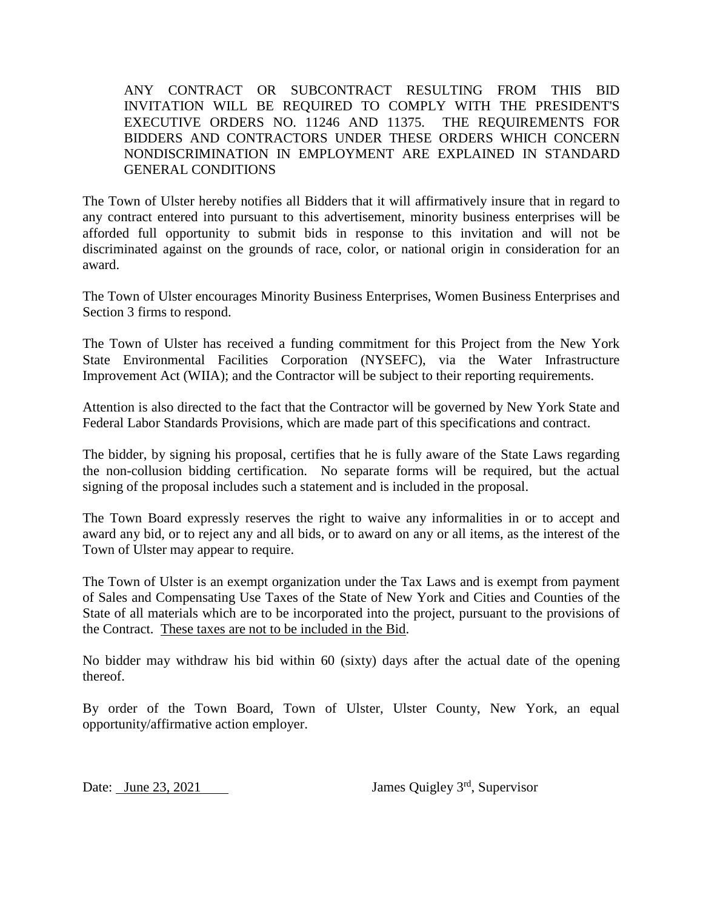ANY CONTRACT OR SUBCONTRACT RESULTING FROM THIS BID INVITATION WILL BE REQUIRED TO COMPLY WITH THE PRESIDENT'S EXECUTIVE ORDERS NO. 11246 AND 11375. THE REQUIREMENTS FOR BIDDERS AND CONTRACTORS UNDER THESE ORDERS WHICH CONCERN NONDISCRIMINATION IN EMPLOYMENT ARE EXPLAINED IN STANDARD GENERAL CONDITIONS

The Town of Ulster hereby notifies all Bidders that it will affirmatively insure that in regard to any contract entered into pursuant to this advertisement, minority business enterprises will be afforded full opportunity to submit bids in response to this invitation and will not be discriminated against on the grounds of race, color, or national origin in consideration for an award.

The Town of Ulster encourages Minority Business Enterprises, Women Business Enterprises and Section 3 firms to respond.

The Town of Ulster has received a funding commitment for this Project from the New York State Environmental Facilities Corporation (NYSEFC), via the Water Infrastructure Improvement Act (WIIA); and the Contractor will be subject to their reporting requirements.

Attention is also directed to the fact that the Contractor will be governed by New York State and Federal Labor Standards Provisions, which are made part of this specifications and contract.

The bidder, by signing his proposal, certifies that he is fully aware of the State Laws regarding the non-collusion bidding certification. No separate forms will be required, but the actual signing of the proposal includes such a statement and is included in the proposal.

The Town Board expressly reserves the right to waive any informalities in or to accept and award any bid, or to reject any and all bids, or to award on any or all items, as the interest of the Town of Ulster may appear to require.

The Town of Ulster is an exempt organization under the Tax Laws and is exempt from payment of Sales and Compensating Use Taxes of the State of New York and Cities and Counties of the State of all materials which are to be incorporated into the project, pursuant to the provisions of the Contract. These taxes are not to be included in the Bid.

No bidder may withdraw his bid within 60 (sixty) days after the actual date of the opening thereof.

By order of the Town Board, Town of Ulster, Ulster County, New York, an equal opportunity/affirmative action employer.

Date: June 23, 2021 James Quigley 3rd, Supervisor